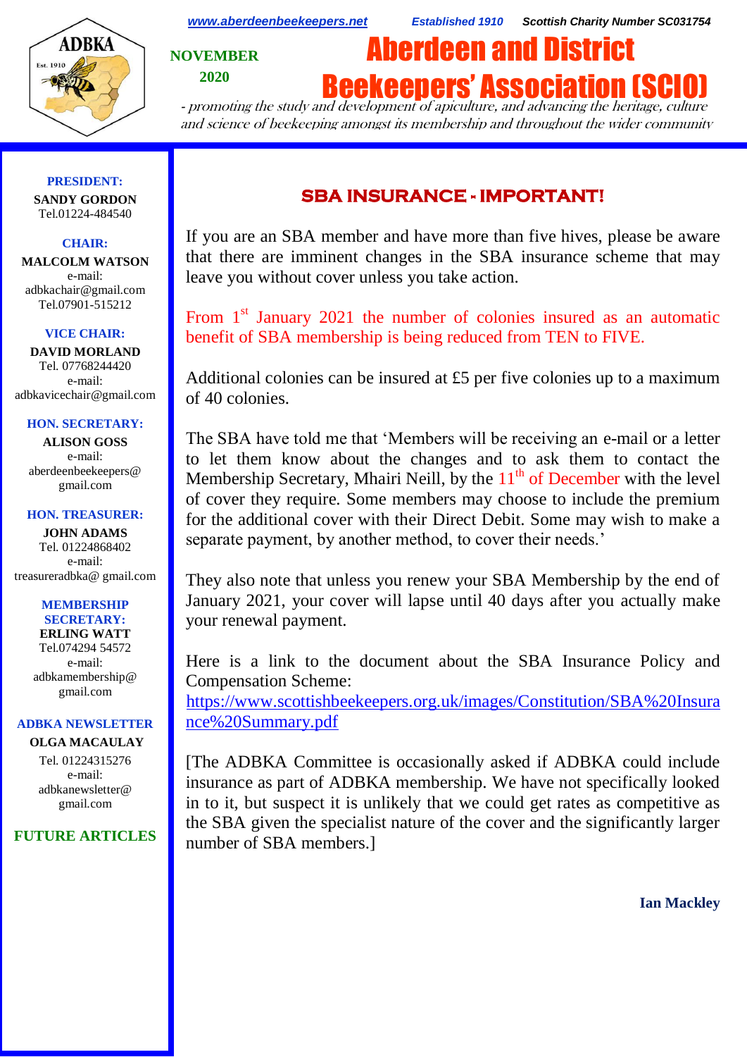www.aberdeenbeekeepers.net Established 1910 Scottish Charity Number SC031754

NOVEMBER 2020

# Aberdeen and District Beekeepers' Association (SCIO)

*- promoting the study and development of apiculture, and advancing the heritage, culture and science of beekeeping amongst its membership and throughout the wider community*

**PRESIDENT:**
**SANDY GORDON**
Tel.01224-484540

**CHAIR:**
**MALCOLM WATSON**
e-mail:
adbkachair@gmail.com
Tel.07901-515212

**VICE CHAIR:**
**DAVID MORLAND**
Tel. 07768244420
e-mail:
adbkavicechair@gmail.com

**HON. SECRETARY:**
**ALISON GOSS**
e-mail:
aberdeenbeekeepers@gmail.com

**HON. TREASURER:**
**JOHN ADAMS**
Tel. 01224868402
e-mail:
treasureradbka@ gmail.com

**MEMBERSHIP SECRETARY:**
**ERLING WATT**
Tel.074294 54572
e-mail:
adbkamembership@gmail.com

**ADBKA NEWSLETTER**
**OLGA MACAULAY**
Tel. 01224315276
e-mail:
adbkanewsletter@gmail.com

**FUTURE ARTICLES**

## SBA INSURANCE - IMPORTANT!

If you are an SBA member and have more than five hives, please be aware that there are imminent changes in the SBA insurance scheme that may leave you without cover unless you take action.

From 1st January 2021 the number of colonies insured as an automatic benefit of SBA membership is being reduced from TEN to FIVE.

Additional colonies can be insured at £5 per five colonies up to a maximum of 40 colonies.

The SBA have told me that 'Members will be receiving an e-mail or a letter to let them know about the changes and to ask them to contact the Membership Secretary, Mhairi Neill, by the 11th of December with the level of cover they require. Some members may choose to include the premium for the additional cover with their Direct Debit. Some may wish to make a separate payment, by another method, to cover their needs.'

They also note that unless you renew your SBA Membership by the end of January 2021, your cover will lapse until 40 days after you actually make your renewal payment.

Here is a link to the document about the SBA Insurance Policy and Compensation Scheme:
https://www.scottishbeekeepers.org.uk/images/Constitution/SBA%20Insurance%20Summary.pdf

[The ADBKA Committee is occasionally asked if ADBKA could include insurance as part of ADBKA membership. We have not specifically looked in to it, but suspect it is unlikely that we could get rates as competitive as the SBA given the specialist nature of the cover and the significantly larger number of SBA members.]

**Ian Mackley**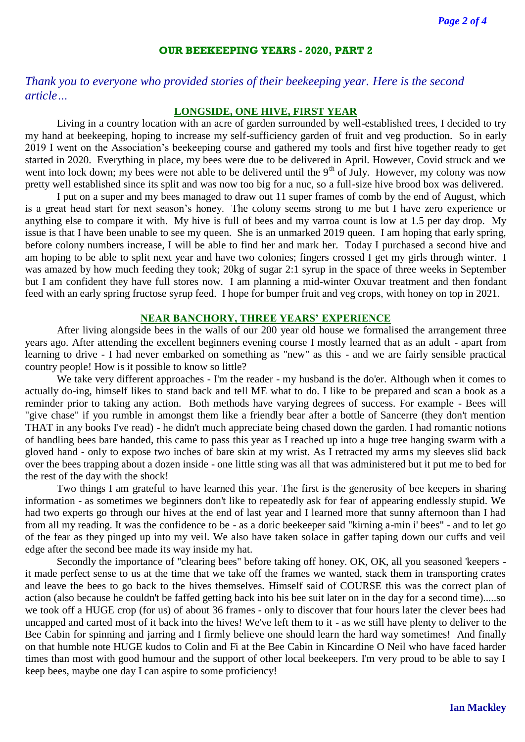## OUR BEEKEEPING YEARS - 2020, PART 2

*Thank you to everyone who provided stories of their beekeeping year. Here is the second article…*

### LONGSIDE, ONE HIVE, FIRST YEAR

Living in a country location with an acre of garden surrounded by well-established trees, I decided to try my hand at beekeeping, hoping to increase my self-sufficiency garden of fruit and veg production. So in early 2019 I went on the Association's beekeeping course and gathered my tools and first hive together ready to get started in 2020. Everything in place, my bees were due to be delivered in April. However, Covid struck and we went into lock down; my bees were not able to be delivered until the 9th of July. However, my colony was now pretty well established since its split and was now too big for a nuc, so a full-size hive brood box was delivered.

I put on a super and my bees managed to draw out 11 super frames of comb by the end of August, which is a great head start for next season's honey. The colony seems strong to me but I have zero experience or anything else to compare it with. My hive is full of bees and my varroa count is low at 1.5 per day drop. My issue is that I have been unable to see my queen. She is an unmarked 2019 queen. I am hoping that early spring, before colony numbers increase, I will be able to find her and mark her. Today I purchased a second hive and am hoping to be able to split next year and have two colonies; fingers crossed I get my girls through winter. I was amazed by how much feeding they took; 20kg of sugar 2:1 syrup in the space of three weeks in September but I am confident they have full stores now. I am planning a mid-winter Oxuvar treatment and then fondant feed with an early spring fructose syrup feed. I hope for bumper fruit and veg crops, with honey on top in 2021.

### NEAR BANCHORY, THREE YEARS' EXPERIENCE

After living alongside bees in the walls of our 200 year old house we formalised the arrangement three years ago. After attending the excellent beginners evening course I mostly learned that as an adult - apart from learning to drive - I had never embarked on something as "new" as this - and we are fairly sensible practical country people! How is it possible to know so little?

We take very different approaches - I'm the reader - my husband is the do'er. Although when it comes to actually do-ing, himself likes to stand back and tell ME what to do. I like to be prepared and scan a book as a reminder prior to taking any action. Both methods have varying degrees of success. For example - Bees will "give chase" if you rumble in amongst them like a friendly bear after a bottle of Sancerre (they don't mention THAT in any books I've read) - he didn't much appreciate being chased down the garden. I had romantic notions of handling bees bare handed, this came to pass this year as I reached up into a huge tree hanging swarm with a gloved hand - only to expose two inches of bare skin at my wrist. As I retracted my arms my sleeves slid back over the bees trapping about a dozen inside - one little sting was all that was administered but it put me to bed for the rest of the day with the shock!

Two things I am grateful to have learned this year. The first is the generosity of bee keepers in sharing information - as sometimes we beginners don't like to repeatedly ask for fear of appearing endlessly stupid. We had two experts go through our hives at the end of last year and I learned more that sunny afternoon than I had from all my reading. It was the confidence to be - as a doric beekeeper said "kirning a-min i' bees" - and to let go of the fear as they pinged up into my veil. We also have taken solace in gaffer taping down our cuffs and veil edge after the second bee made its way inside my hat.

Secondly the importance of "clearing bees" before taking off honey. OK, OK, all you seasoned 'keepers - it made perfect sense to us at the time that we take off the frames we wanted, stack them in transporting crates and leave the bees to go back to the hives themselves. Himself said of COURSE this was the correct plan of action (also because he couldn't be faffed getting back into his bee suit later on in the day for a second time).....so we took off a HUGE crop (for us) of about 36 frames - only to discover that four hours later the clever bees had uncapped and carted most of it back into the hives! We've left them to it - as we still have plenty to deliver to the Bee Cabin for spinning and jarring and I firmly believe one should learn the hard way sometimes! And finally on that humble note HUGE kudos to Colin and Fi at the Bee Cabin in Kincardine O Neil who have faced harder times than most with good humour and the support of other local beekeepers. I'm very proud to be able to say I keep bees, maybe one day I can aspire to some proficiency!

**Ian Mackley**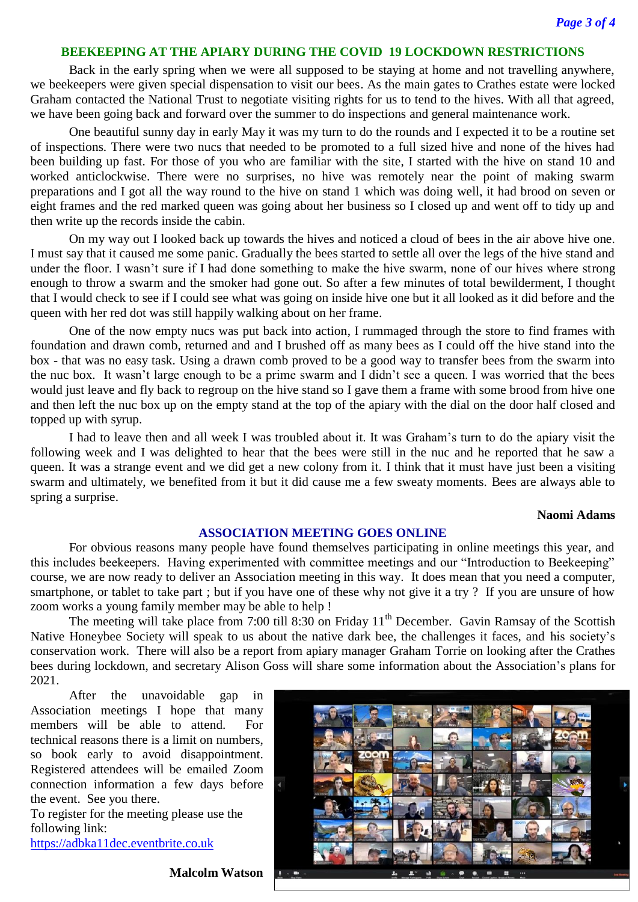## BEEKEEPING AT THE APIARY DURING THE COVID 19 LOCKDOWN RESTRICTIONS

Back in the early spring when we were all supposed to be staying at home and not travelling anywhere, we beekeepers were given special dispensation to visit our bees. As the main gates to Crathes estate were locked Graham contacted the National Trust to negotiate visiting rights for us to tend to the hives. With all that agreed, we have been going back and forward over the summer to do inspections and general maintenance work.

One beautiful sunny day in early May it was my turn to do the rounds and I expected it to be a routine set of inspections. There were two nucs that needed to be promoted to a full sized hive and none of the hives had been building up fast. For those of you who are familiar with the site, I started with the hive on stand 10 and worked anticlockwise. There were no surprises, no hive was remotely near the point of making swarm preparations and I got all the way round to the hive on stand 1 which was doing well, it had brood on seven or eight frames and the red marked queen was going about her business so I closed up and went off to tidy up and then write up the records inside the cabin.

On my way out I looked back up towards the hives and noticed a cloud of bees in the air above hive one. I must say that it caused me some panic. Gradually the bees started to settle all over the legs of the hive stand and under the floor. I wasn't sure if I had done something to make the hive swarm, none of our hives where strong enough to throw a swarm and the smoker had gone out. So after a few minutes of total bewilderment, I thought that I would check to see if I could see what was going on inside hive one but it all looked as it did before and the queen with her red dot was still happily walking about on her frame.

One of the now empty nucs was put back into action, I rummaged through the store to find frames with foundation and drawn comb, returned and and I brushed off as many bees as I could off the hive stand into the box - that was no easy task. Using a drawn comb proved to be a good way to transfer bees from the swarm into the nuc box. It wasn't large enough to be a prime swarm and I didn't see a queen. I was worried that the bees would just leave and fly back to regroup on the hive stand so I gave them a frame with some brood from hive one and then left the nuc box up on the empty stand at the top of the apiary with the dial on the door half closed and topped up with syrup.

I had to leave then and all week I was troubled about it. It was Graham's turn to do the apiary visit the following week and I was delighted to hear that the bees were still in the nuc and he reported that he saw a queen. It was a strange event and we did get a new colony from it. I think that it must have just been a visiting swarm and ultimately, we benefited from it but it did cause me a few sweaty moments. Bees are always able to spring a surprise.

**Naomi Adams**

## ASSOCIATION MEETING GOES ONLINE

For obvious reasons many people have found themselves participating in online meetings this year, and this includes beekeepers. Having experimented with committee meetings and our "Introduction to Beekeeping" course, we are now ready to deliver an Association meeting in this way. It does mean that you need a computer, smartphone, or tablet to take part ; but if you have one of these why not give it a try ? If you are unsure of how zoom works a young family member may be able to help !

The meeting will take place from 7:00 till 8:30 on Friday 11th December. Gavin Ramsay of the Scottish Native Honeybee Society will speak to us about the native dark bee, the challenges it faces, and his society's conservation work. There will also be a report from apiary manager Graham Torrie on looking after the Crathes bees during lockdown, and secretary Alison Goss will share some information about the Association's plans for 2021.

After the unavoidable gap in Association meetings I hope that many members will be able to attend. For technical reasons there is a limit on numbers, so book early to avoid disappointment. Registered attendees will be emailed Zoom connection information a few days before the event. See you there.

To register for the meeting please use the following link:
https://adbka11dec.eventbrite.co.uk

**Malcolm Watson**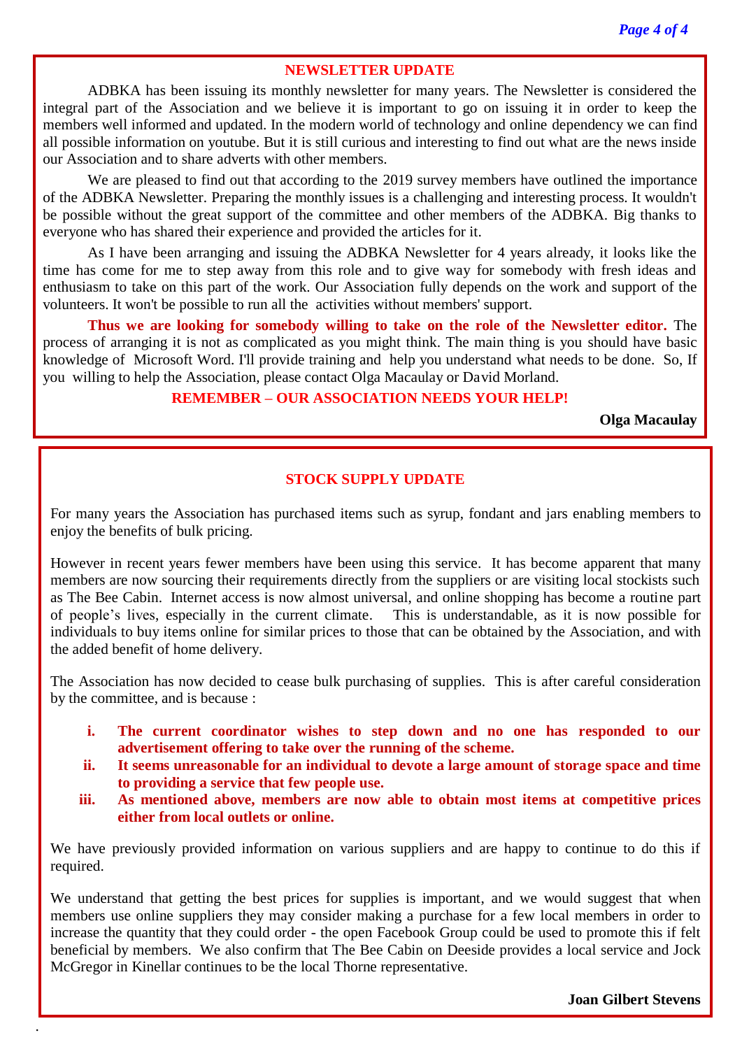## NEWSLETTER UPDATE

ADBKA has been issuing its monthly newsletter for many years. The Newsletter is considered the integral part of the Association and we believe it is important to go on issuing it in order to keep the members well informed and updated. In the modern world of technology and online dependency we can find all possible information on youtube. But it is still curious and interesting to find out what are the news inside our Association and to share adverts with other members.

We are pleased to find out that according to the 2019 survey members have outlined the importance of the ADBKA Newsletter. Preparing the monthly issues is a challenging and interesting process. It wouldn't be possible without the great support of the committee and other members of the ADBKA. Big thanks to everyone who has shared their experience and provided the articles for it.

As I have been arranging and issuing the ADBKA Newsletter for 4 years already, it looks like the time has come for me to step away from this role and to give way for somebody with fresh ideas and enthusiasm to take on this part of the work. Our Association fully depends on the work and support of the volunteers. It won't be possible to run all the activities without members' support.

**Thus we are looking for somebody willing to take on the role of the Newsletter editor.** The process of arranging it is not as complicated as you might think. The main thing is you should have basic knowledge of Microsoft Word. I'll provide training and help you understand what needs to be done. So, If you willing to help the Association, please contact Olga Macaulay or David Morland.

**REMEMBER – OUR ASSOCIATION NEEDS YOUR HELP!**

**Olga Macaulay**

## STOCK SUPPLY UPDATE

For many years the Association has purchased items such as syrup, fondant and jars enabling members to enjoy the benefits of bulk pricing.

However in recent years fewer members have been using this service. It has become apparent that many members are now sourcing their requirements directly from the suppliers or are visiting local stockists such as The Bee Cabin. Internet access is now almost universal, and online shopping has become a routine part of people's lives, especially in the current climate. This is understandable, as it is now possible for individuals to buy items online for similar prices to those that can be obtained by the Association, and with the added benefit of home delivery.

The Association has now decided to cease bulk purchasing of supplies. This is after careful consideration by the committee, and is because :

i. **The current coordinator wishes to step down and no one has responded to our advertisement offering to take over the running of the scheme.**
ii. **It seems unreasonable for an individual to devote a large amount of storage space and time to providing a service that few people use.**
iii. **As mentioned above, members are now able to obtain most items at competitive prices either from local outlets or online.**

We have previously provided information on various suppliers and are happy to continue to do this if required.

We understand that getting the best prices for supplies is important, and we would suggest that when members use online suppliers they may consider making a purchase for a few local members in order to increase the quantity that they could order - the open Facebook Group could be used to promote this if felt beneficial by members. We also confirm that The Bee Cabin on Deeside provides a local service and Jock McGregor in Kinellar continues to be the local Thorne representative.

**Joan Gilbert Stevens**